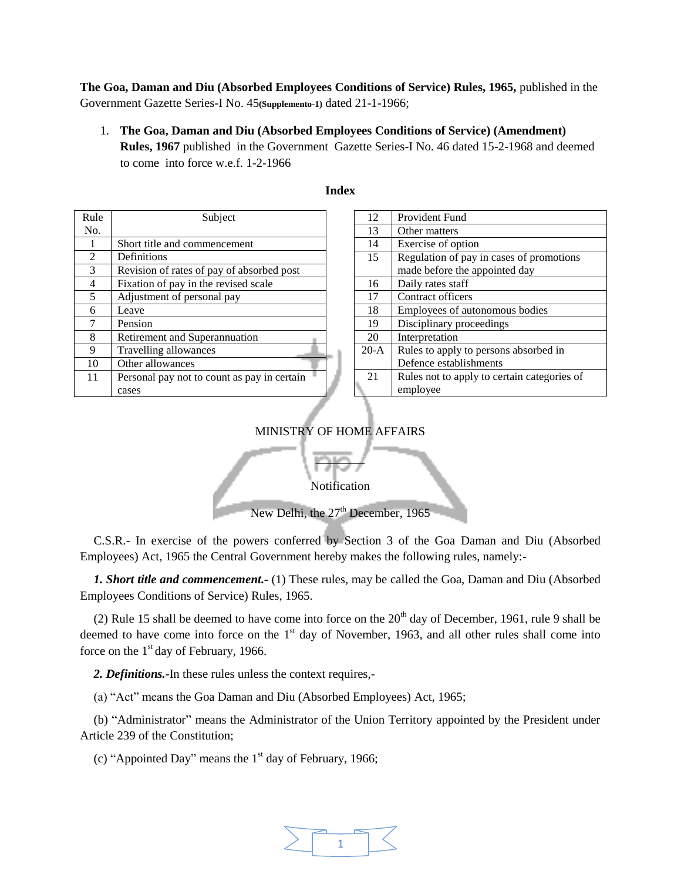**The Goa, Daman and Diu (Absorbed Employees Conditions of Service) Rules, 1965,** published in the Government Gazette Series-I No. 45**(Supplemento-1)** dated 21-1-1966;

1. **The Goa, Daman and Diu (Absorbed Employees Conditions of Service) (Amendment) Rules, 1967** published in the Government Gazette Series-I No. 46 dated 15-2-1968 and deemed to come into force w.e.f. 1-2-1966

**Index**

| Rule No. | Subject |
|---|---|
| 1 | Short title and commencement |
| 2 | Definitions |
| 3 | Revision of rates of pay of absorbed post |
| 4 | Fixation of pay in the revised scale |
| 5 | Adjustment of personal pay |
| 6 | Leave |
| 7 | Pension |
| 8 | Retirement and Superannuation |
| 9 | Travelling allowances |
| 10 | Other allowances |
| 11 | Personal pay not to count as pay in certain cases |
| 12 | Provident Fund |
| 13 | Other matters |
| 14 | Exercise of option |
| 15 | Regulation of pay in cases of promotions made before the appointed day |
| 16 | Daily rates staff |
| 17 | Contract officers |
| 18 | Employees of autonomous bodies |
| 19 | Disciplinary proceedings |
| 20 | Interpretation |
| 20-A | Rules to apply to persons absorbed in Defence establishments |
| 21 | Rules not to apply to certain categories of employee |

MINISTRY OF HOME AFFAIRS

Notification

New Delhi, the 27th December, 1965

C.S.R.- In exercise of the powers conferred by Section 3 of the Goa Daman and Diu (Absorbed Employees) Act, 1965 the Central Government hereby makes the following rules, namely:-

***1. Short title and commencement.-*** (1) These rules, may be called the Goa, Daman and Diu (Absorbed Employees Conditions of Service) Rules, 1965.

(2) Rule 15 shall be deemed to have come into force on the 20th day of December, 1961, rule 9 shall be deemed to have come into force on the 1st day of November, 1963, and all other rules shall come into force on the 1st day of February, 1966.

***2. Definitions.-***In these rules unless the context requires,-

(a) "Act" means the Goa Daman and Diu (Absorbed Employees) Act, 1965;

(b) "Administrator" means the Administrator of the Union Territory appointed by the President under Article 239 of the Constitution;

(c) "Appointed Day" means the 1st day of February, 1966;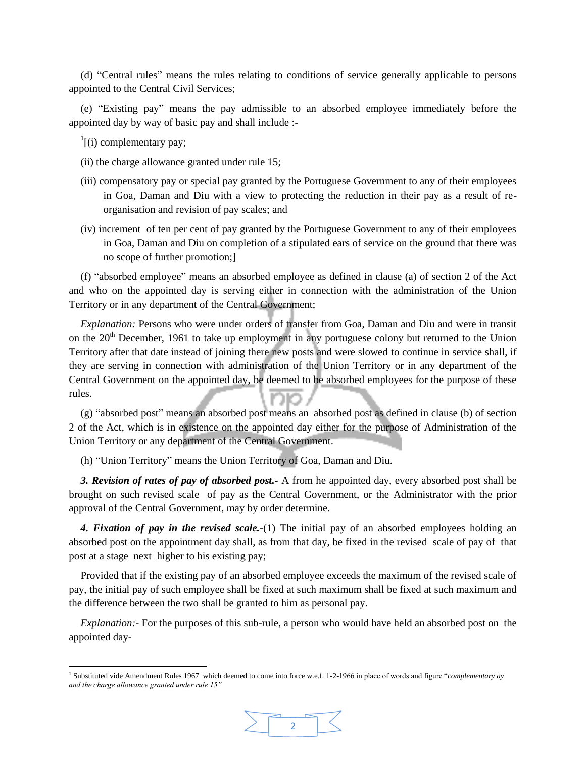(d) "Central rules" means the rules relating to conditions of service generally applicable to persons appointed to the Central Civil Services;

(e) "Existing pay" means the pay admissible to an absorbed employee immediately before the appointed day by way of basic pay and shall include :-

[1][(i) complementary pay;

(ii) the charge allowance granted under rule 15;

(iii) compensatory pay or special pay granted by the Portuguese Government to any of their employees in Goa, Daman and Diu with a view to protecting the reduction in their pay as a result of re-organisation and revision of pay scales; and

(iv) increment of ten per cent of pay granted by the Portuguese Government to any of their employees in Goa, Daman and Diu on completion of a stipulated ears of service on the ground that there was no scope of further promotion;]

(f) "absorbed employee" means an absorbed employee as defined in clause (a) of section 2 of the Act and who on the appointed day is serving either in connection with the administration of the Union Territory or in any department of the Central Government;

*Explanation:* Persons who were under orders of transfer from Goa, Daman and Diu and were in transit on the 20th December, 1961 to take up employment in any portuguese colony but returned to the Union Territory after that date instead of joining there new posts and were slowed to continue in service shall, if they are serving in connection with administration of the Union Territory or in any department of the Central Government on the appointed day, be deemed to be absorbed employees for the purpose of these rules.

(g) "absorbed post" means an absorbed post means an absorbed post as defined in clause (b) of section 2 of the Act, which is in existence on the appointed day either for the purpose of Administration of the Union Territory or any department of the Central Government.

(h) "Union Territory" means the Union Territory of Goa, Daman and Diu.

***3. Revision of rates of pay of absorbed post.-*** A from he appointed day, every absorbed post shall be brought on such revised scale of pay as the Central Government, or the Administrator with the prior approval of the Central Government, may by order determine.

***4. Fixation of pay in the revised scale.-***(1) The initial pay of an absorbed employees holding an absorbed post on the appointment day shall, as from that day, be fixed in the revised scale of pay of that post at a stage next higher to his existing pay;

Provided that if the existing pay of an absorbed employee exceeds the maximum of the revised scale of pay, the initial pay of such employee shall be fixed at such maximum shall be fixed at such maximum and the difference between the two shall be granted to him as personal pay.

*Explanation:-* For the purposes of this sub-rule, a person who would have held an absorbed post on the appointed day-

---

[1] Substituted vide Amendment Rules 1967 which deemed to come into force w.e.f. 1-2-1966 in place of words and figure "*complementary ay and the charge allowance granted under rule 15"*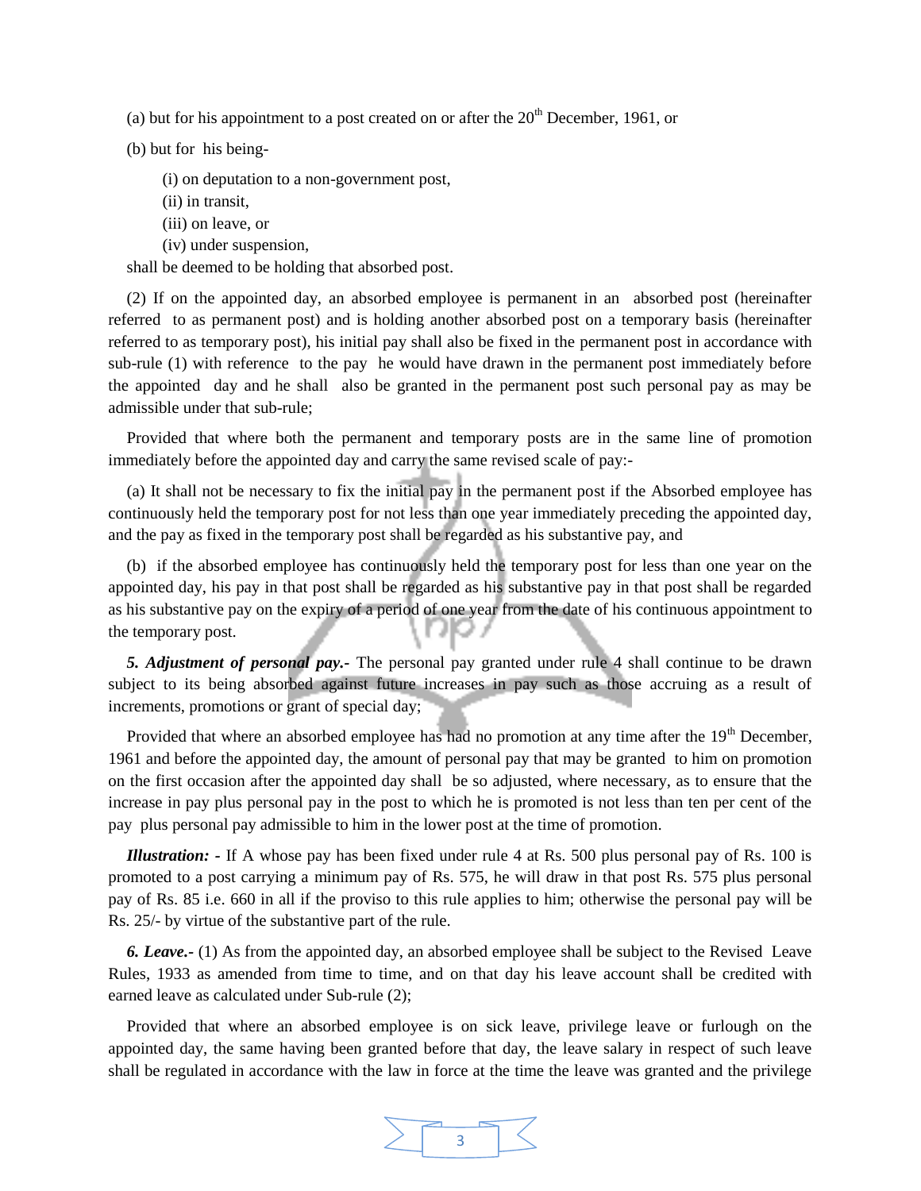(a) but for his appointment to a post created on or after the 20th December, 1961, or

(b) but for his being-

(i) on deputation to a non-government post,
(ii) in transit,
(iii) on leave, or
(iv) under suspension,

shall be deemed to be holding that absorbed post.

(2) If on the appointed day, an absorbed employee is permanent in an absorbed post (hereinafter referred to as permanent post) and is holding another absorbed post on a temporary basis (hereinafter referred to as temporary post), his initial pay shall also be fixed in the permanent post in accordance with sub-rule (1) with reference to the pay he would have drawn in the permanent post immediately before the appointed day and he shall also be granted in the permanent post such personal pay as may be admissible under that sub-rule;

Provided that where both the permanent and temporary posts are in the same line of promotion immediately before the appointed day and carry the same revised scale of pay:-

(a) It shall not be necessary to fix the initial pay in the permanent post if the Absorbed employee has continuously held the temporary post for not less than one year immediately preceding the appointed day, and the pay as fixed in the temporary post shall be regarded as his substantive pay, and

(b) if the absorbed employee has continuously held the temporary post for less than one year on the appointed day, his pay in that post shall be regarded as his substantive pay in that post shall be regarded as his substantive pay on the expiry of a period of one year from the date of his continuous appointment to the temporary post.

***5. Adjustment of personal pay.-*** The personal pay granted under rule 4 shall continue to be drawn subject to its being absorbed against future increases in pay such as those accruing as a result of increments, promotions or grant of special day;

Provided that where an absorbed employee has had no promotion at any time after the 19th December, 1961 and before the appointed day, the amount of personal pay that may be granted to him on promotion on the first occasion after the appointed day shall be so adjusted, where necessary, as to ensure that the increase in pay plus personal pay in the post to which he is promoted is not less than ten per cent of the pay plus personal pay admissible to him in the lower post at the time of promotion.

***Illustration: -*** If A whose pay has been fixed under rule 4 at Rs. 500 plus personal pay of Rs. 100 is promoted to a post carrying a minimum pay of Rs. 575, he will draw in that post Rs. 575 plus personal pay of Rs. 85 i.e. 660 in all if the proviso to this rule applies to him; otherwise the personal pay will be Rs. 25/- by virtue of the substantive part of the rule.

***6. Leave.-*** (1) As from the appointed day, an absorbed employee shall be subject to the Revised Leave Rules, 1933 as amended from time to time, and on that day his leave account shall be credited with earned leave as calculated under Sub-rule (2);

Provided that where an absorbed employee is on sick leave, privilege leave or furlough on the appointed day, the same having been granted before that day, the leave salary in respect of such leave shall be regulated in accordance with the law in force at the time the leave was granted and the privilege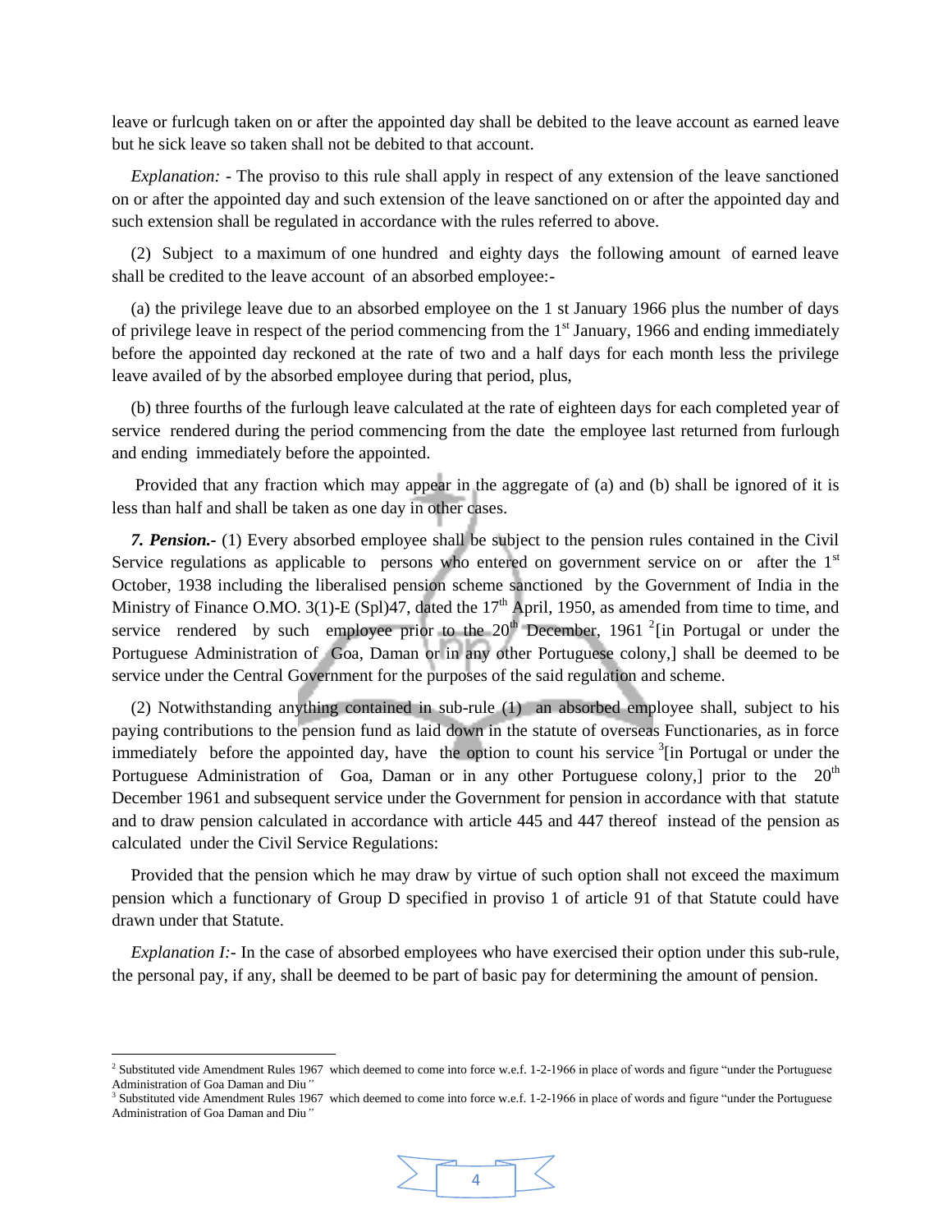leave or furlcugh taken on or after the appointed day shall be debited to the leave account as earned leave but he sick leave so taken shall not be debited to that account.

*Explanation:* - The proviso to this rule shall apply in respect of any extension of the leave sanctioned on or after the appointed day and such extension of the leave sanctioned on or after the appointed day and such extension shall be regulated in accordance with the rules referred to above.

(2) Subject to a maximum of one hundred and eighty days the following amount of earned leave shall be credited to the leave account of an absorbed employee:-

(a) the privilege leave due to an absorbed employee on the 1 st January 1966 plus the number of days of privilege leave in respect of the period commencing from the 1st January, 1966 and ending immediately before the appointed day reckoned at the rate of two and a half days for each month less the privilege leave availed of by the absorbed employee during that period, plus,

(b) three fourths of the furlough leave calculated at the rate of eighteen days for each completed year of service rendered during the period commencing from the date the employee last returned from furlough and ending immediately before the appointed.

Provided that any fraction which may appear in the aggregate of (a) and (b) shall be ignored of it is less than half and shall be taken as one day in other cases.

***7. Pension.***- (1) Every absorbed employee shall be subject to the pension rules contained in the Civil Service regulations as applicable to persons who entered on government service on or after the 1st October, 1938 including the liberalised pension scheme sanctioned by the Government of India in the Ministry of Finance O.MO. 3(1)-E (Spl)47, dated the 17th April, 1950, as amended from time to time, and service rendered by such employee prior to the 20th December, 1961 [2][in Portugal or under the Portuguese Administration of Goa, Daman or in any other Portuguese colony,] shall be deemed to be service under the Central Government for the purposes of the said regulation and scheme.

(2) Notwithstanding anything contained in sub-rule (1) an absorbed employee shall, subject to his paying contributions to the pension fund as laid down in the statute of overseas Functionaries, as in force immediately before the appointed day, have the option to count his service [3][in Portugal or under the Portuguese Administration of Goa, Daman or in any other Portuguese colony,] prior to the 20th December 1961 and subsequent service under the Government for pension in accordance with that statute and to draw pension calculated in accordance with article 445 and 447 thereof instead of the pension as calculated under the Civil Service Regulations:

Provided that the pension which he may draw by virtue of such option shall not exceed the maximum pension which a functionary of Group D specified in proviso 1 of article 91 of that Statute could have drawn under that Statute.

*Explanation I:*- In the case of absorbed employees who have exercised their option under this sub-rule, the personal pay, if any, shall be deemed to be part of basic pay for determining the amount of pension.

---

[2] Substituted vide Amendment Rules 1967 which deemed to come into force w.e.f. 1-2-1966 in place of words and figure "under the Portuguese Administration of Goa Daman and Diu"

[3] Substituted vide Amendment Rules 1967 which deemed to come into force w.e.f. 1-2-1966 in place of words and figure "under the Portuguese Administration of Goa Daman and Diu"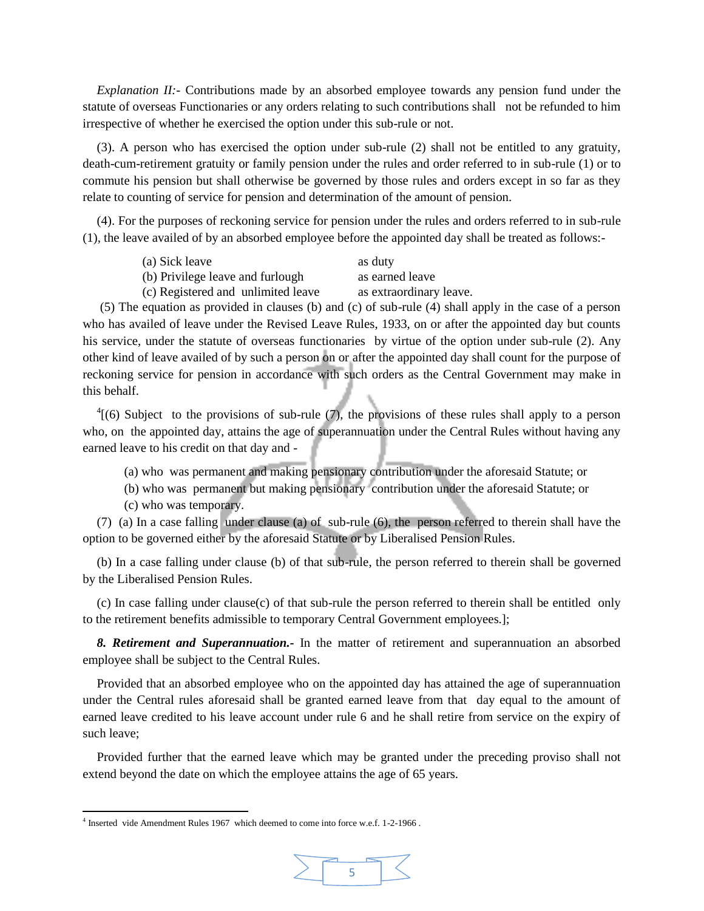*Explanation II:-* Contributions made by an absorbed employee towards any pension fund under the statute of overseas Functionaries or any orders relating to such contributions shall not be refunded to him irrespective of whether he exercised the option under this sub-rule or not.

(3). A person who has exercised the option under sub-rule (2) shall not be entitled to any gratuity, death-cum-retirement gratuity or family pension under the rules and order referred to in sub-rule (1) or to commute his pension but shall otherwise be governed by those rules and orders except in so far as they relate to counting of service for pension and determination of the amount of pension.

(4). For the purposes of reckoning service for pension under the rules and orders referred to in sub-rule (1), the leave availed of by an absorbed employee before the appointed day shall be treated as follows:-

| | |
|---|---|
| (a) Sick leave | as duty |
| (b) Privilege leave and furlough | as earned leave |
| (c) Registered and unlimited leave | as extraordinary leave. |

(5) The equation as provided in clauses (b) and (c) of sub-rule (4) shall apply in the case of a person who has availed of leave under the Revised Leave Rules, 1933, on or after the appointed day but counts his service, under the statute of overseas functionaries by virtue of the option under sub-rule (2). Any other kind of leave availed of by such a person on or after the appointed day shall count for the purpose of reckoning service for pension in accordance with such orders as the Central Government may make in this behalf.

[4][(6) Subject to the provisions of sub-rule (7), the provisions of these rules shall apply to a person who, on the appointed day, attains the age of superannuation under the Central Rules without having any earned leave to his credit on that day and -

(a) who was permanent and making pensionary contribution under the aforesaid Statute; or

(b) who was permanent but making pensionary contribution under the aforesaid Statute; or

(c) who was temporary.

(7) (a) In a case falling under clause (a) of sub-rule (6), the person referred to therein shall have the option to be governed either by the aforesaid Statute or by Liberalised Pension Rules.

(b) In a case falling under clause (b) of that sub-rule, the person referred to therein shall be governed by the Liberalised Pension Rules.

(c) In case falling under clause(c) of that sub-rule the person referred to therein shall be entitled only to the retirement benefits admissible to temporary Central Government employees.];

***8. Retirement and Superannuation.-*** In the matter of retirement and superannuation an absorbed employee shall be subject to the Central Rules.

Provided that an absorbed employee who on the appointed day has attained the age of superannuation under the Central rules aforesaid shall be granted earned leave from that day equal to the amount of earned leave credited to his leave account under rule 6 and he shall retire from service on the expiry of such leave;

Provided further that the earned leave which may be granted under the preceding proviso shall not extend beyond the date on which the employee attains the age of 65 years.

---

[4] Inserted vide Amendment Rules 1967 which deemed to come into force w.e.f. 1-2-1966 .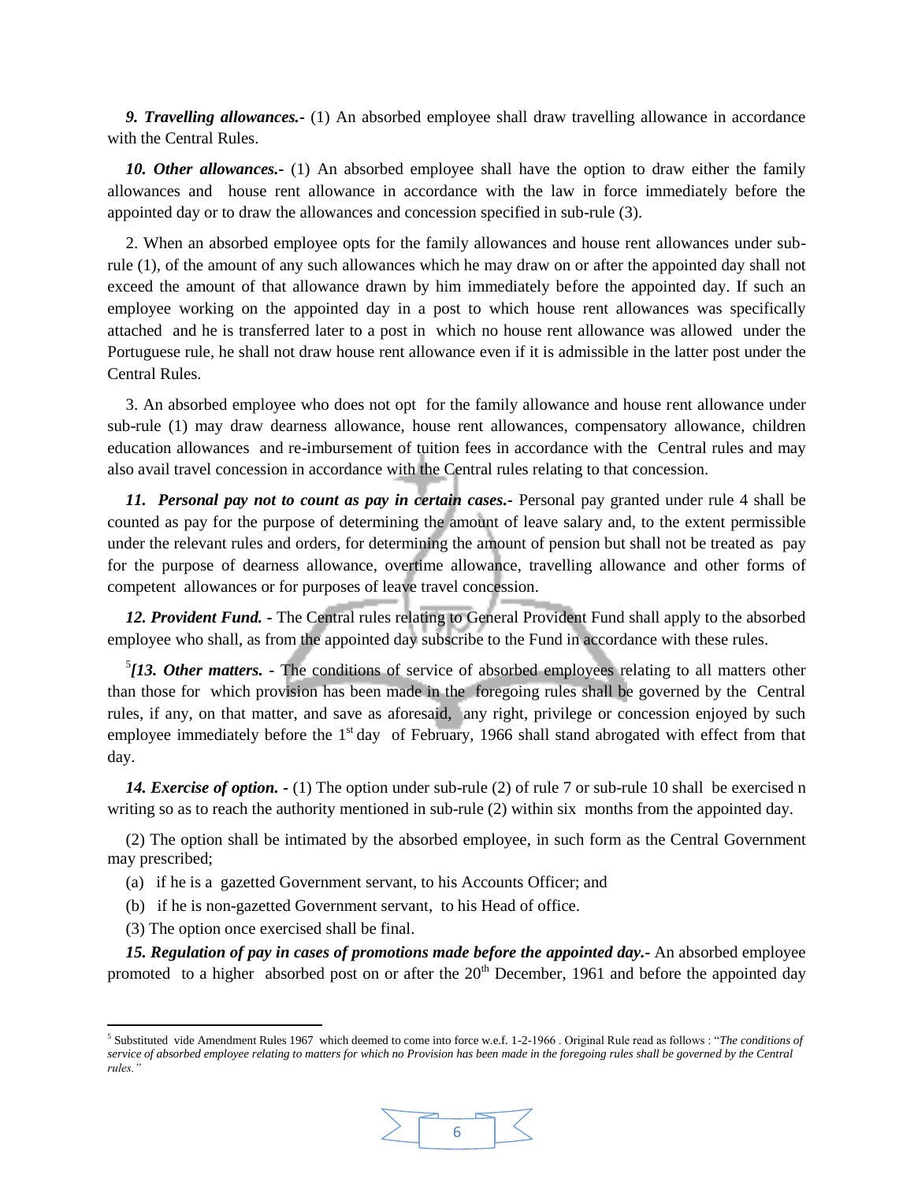***9. Travelling allowances.-*** (1) An absorbed employee shall draw travelling allowance in accordance with the Central Rules.

***10. Other allowances.-*** (1) An absorbed employee shall have the option to draw either the family allowances and house rent allowance in accordance with the law in force immediately before the appointed day or to draw the allowances and concession specified in sub-rule (3).

2. When an absorbed employee opts for the family allowances and house rent allowances under sub-rule (1), of the amount of any such allowances which he may draw on or after the appointed day shall not exceed the amount of that allowance drawn by him immediately before the appointed day. If such an employee working on the appointed day in a post to which house rent allowances was specifically attached and he is transferred later to a post in which no house rent allowance was allowed under the Portuguese rule, he shall not draw house rent allowance even if it is admissible in the latter post under the Central Rules.

3. An absorbed employee who does not opt for the family allowance and house rent allowance under sub-rule (1) may draw dearness allowance, house rent allowances, compensatory allowance, children education allowances and re-imbursement of tuition fees in accordance with the Central rules and may also avail travel concession in accordance with the Central rules relating to that concession.

***11. Personal pay not to count as pay in certain cases.-*** Personal pay granted under rule 4 shall be counted as pay for the purpose of determining the amount of leave salary and, to the extent permissible under the relevant rules and orders, for determining the amount of pension but shall not be treated as pay for the purpose of dearness allowance, overtime allowance, travelling allowance and other forms of competent allowances or for purposes of leave travel concession.

***12. Provident Fund. -*** The Central rules relating to General Provident Fund shall apply to the absorbed employee who shall, as from the appointed day subscribe to the Fund in accordance with these rules.

[5]***[13. Other matters. -*** The conditions of service of absorbed employees relating to all matters other than those for which provision has been made in the foregoing rules shall be governed by the Central rules, if any, on that matter, and save as aforesaid, any right, privilege or concession enjoyed by such employee immediately before the 1st day of February, 1966 shall stand abrogated with effect from that day.

***14. Exercise of option. -*** (1) The option under sub-rule (2) of rule 7 or sub-rule 10 shall be exercised n writing so as to reach the authority mentioned in sub-rule (2) within six months from the appointed day.

(2) The option shall be intimated by the absorbed employee, in such form as the Central Government may prescribed;

(a) if he is a gazetted Government servant, to his Accounts Officer; and

(b) if he is non-gazetted Government servant, to his Head of office.

(3) The option once exercised shall be final.

***15. Regulation of pay in cases of promotions made before the appointed day.-*** An absorbed employee promoted to a higher absorbed post on or after the 20th December, 1961 and before the appointed day

---

[5] Substituted vide Amendment Rules 1967 which deemed to come into force w.e.f. 1-2-1966 . Original Rule read as follows : "*The conditions of service of absorbed employee relating to matters for which no Provision has been made in the foregoing rules shall be governed by the Central rules."*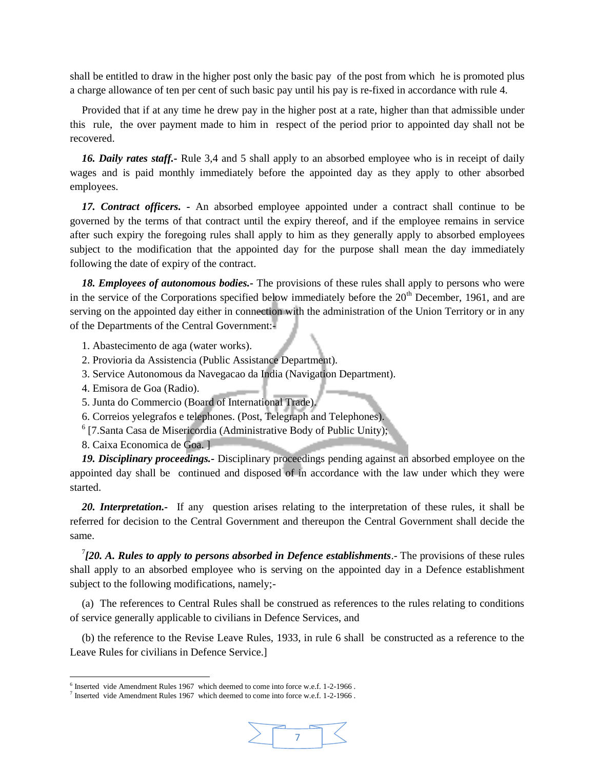shall be entitled to draw in the higher post only the basic pay of the post from which he is promoted plus a charge allowance of ten per cent of such basic pay until his pay is re-fixed in accordance with rule 4.

Provided that if at any time he drew pay in the higher post at a rate, higher than that admissible under this rule, the over payment made to him in respect of the period prior to appointed day shall not be recovered.

***16. Daily rates staff.-*** Rule 3,4 and 5 shall apply to an absorbed employee who is in receipt of daily wages and is paid monthly immediately before the appointed day as they apply to other absorbed employees.

***17. Contract officers.*** - An absorbed employee appointed under a contract shall continue to be governed by the terms of that contract until the expiry thereof, and if the employee remains in service after such expiry the foregoing rules shall apply to him as they generally apply to absorbed employees subject to the modification that the appointed day for the purpose shall mean the day immediately following the date of expiry of the contract.

***18. Employees of autonomous bodies.-*** The provisions of these rules shall apply to persons who were in the service of the Corporations specified below immediately before the 20th December, 1961, and are serving on the appointed day either in connection with the administration of the Union Territory or in any of the Departments of the Central Government:-

1. Abastecimento de aga (water works).
2. Provioria da Assistencia (Public Assistance Department).
3. Service Autonomous da Navegacao da India (Navigation Department).
4. Emisora de Goa (Radio).
5. Junta do Commercio (Board of International Trade).
6. Correios yelegrafos e telephones. (Post, Telegraph and Telephones).

[6] [7.Santa Casa de Misericordia (Administrative Body of Public Unity);

8. Caixa Economica de Goa. ]

***19. Disciplinary proceedings.-*** Disciplinary proceedings pending against an absorbed employee on the appointed day shall be continued and disposed of in accordance with the law under which they were started.

***20. Interpretation.-*** If any question arises relating to the interpretation of these rules, it shall be referred for decision to the Central Government and thereupon the Central Government shall decide the same.

[7]***[20. A. Rules to apply to persons absorbed in Defence establishments***.- The provisions of these rules shall apply to an absorbed employee who is serving on the appointed day in a Defence establishment subject to the following modifications, namely;-

(a) The references to Central Rules shall be construed as references to the rules relating to conditions of service generally applicable to civilians in Defence Services, and

(b) the reference to the Revise Leave Rules, 1933, in rule 6 shall be constructed as a reference to the Leave Rules for civilians in Defence Service.]

---

[6] Inserted vide Amendment Rules 1967 which deemed to come into force w.e.f. 1-2-1966 .

[7] Inserted vide Amendment Rules 1967 which deemed to come into force w.e.f. 1-2-1966 .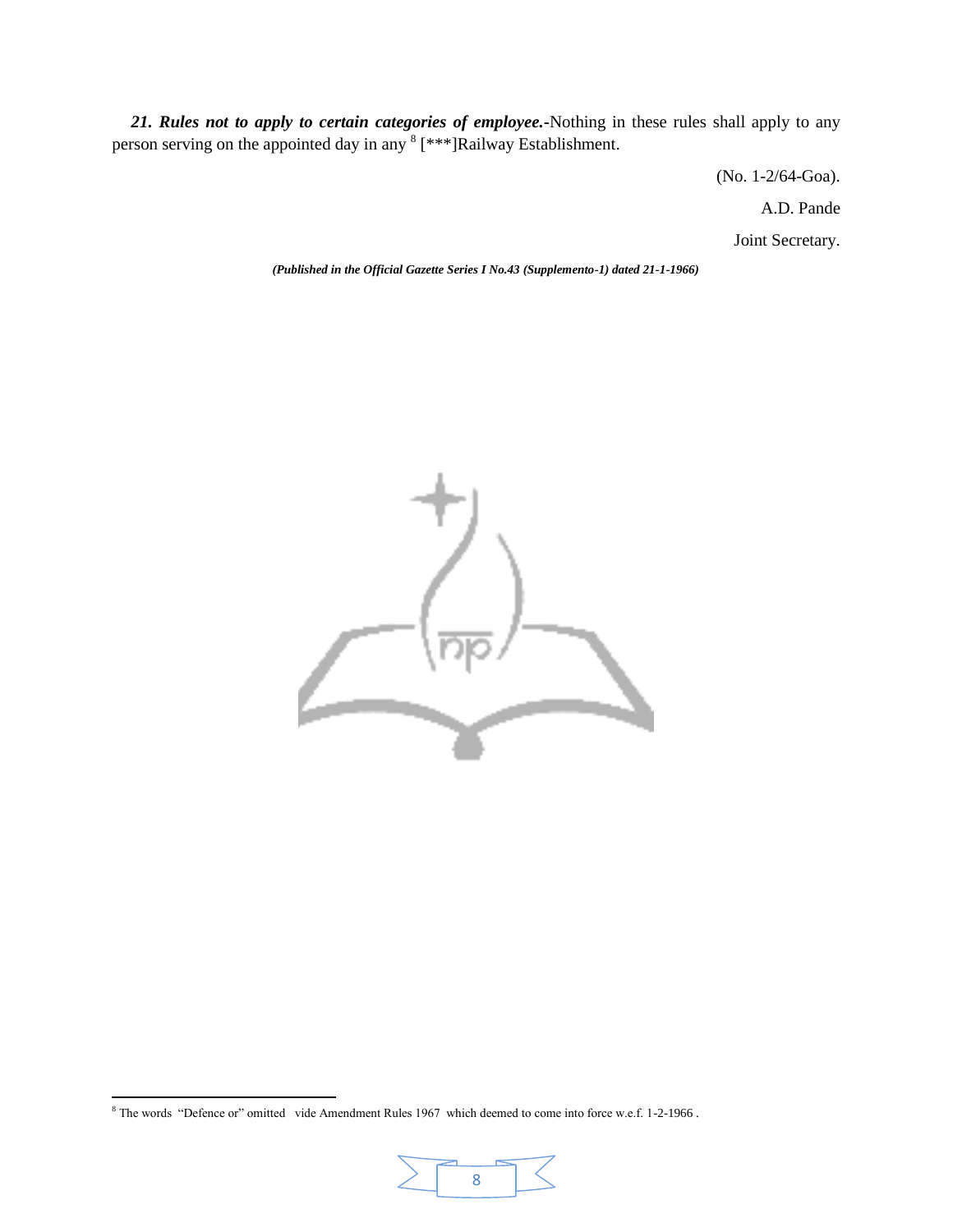***21. Rules not to apply to certain categories of employee.*-**Nothing in these rules shall apply to any person serving on the appointed day in any [8] [***]Railway Establishment.

(No. 1-2/64-Goa).

A.D. Pande

Joint Secretary.

***(Published in the Official Gazette Series I No.43 (Supplemento-1) dated 21-1-1966)***

---

[8] The words "Defence or" omitted vide Amendment Rules 1967 which deemed to come into force w.e.f. 1-2-1966 .